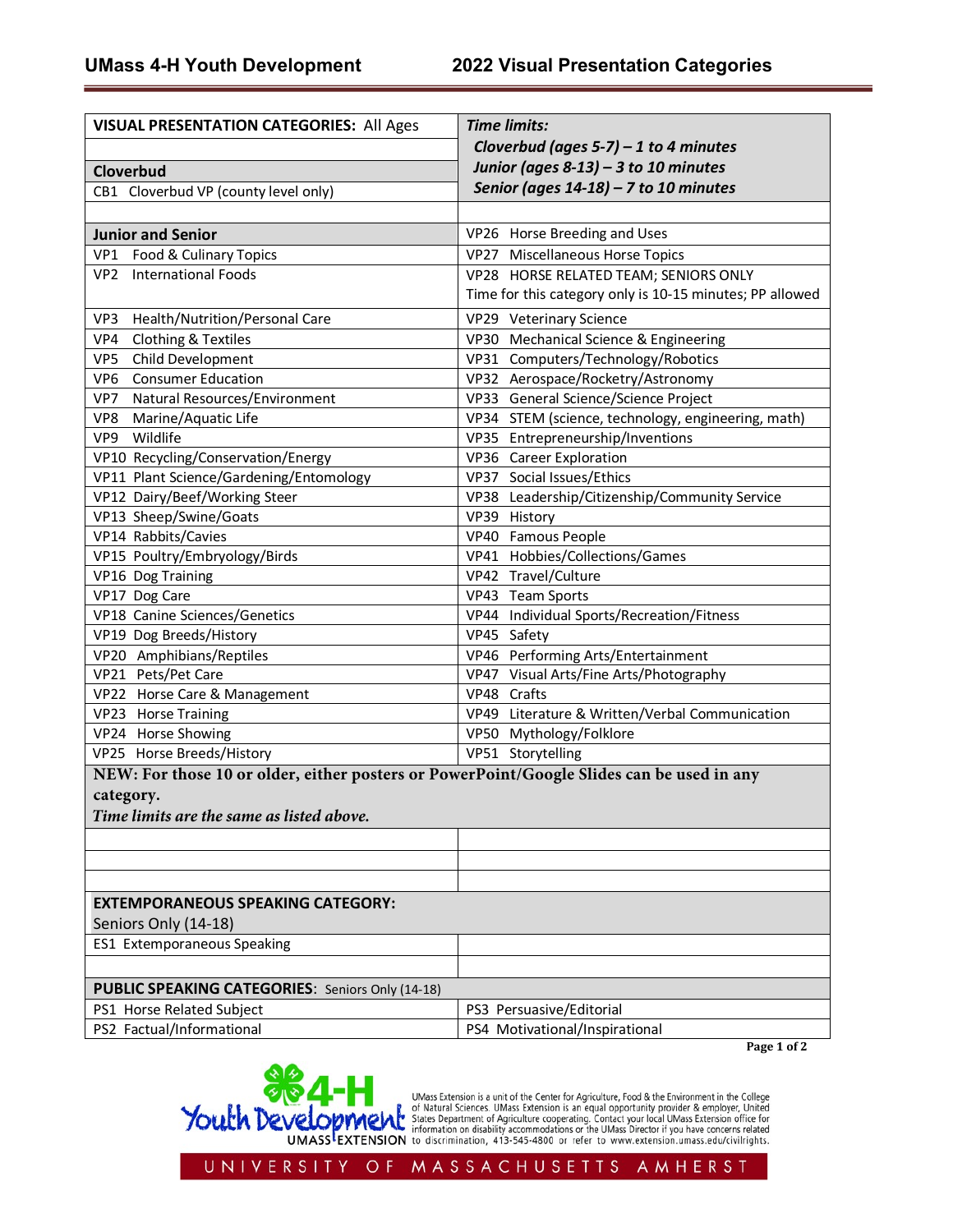# UMass 4-H Youth Development — 2022 Visual Presentation Categories

| VISUAL PRESENTATION CATEGORIES: All Ages | *Time limits:* |
|---|---|
| | ***Cloverbud (ages 5-7) – 1 to 4 minutes*** |
| **Cloverbud** | ***Junior (ages 8-13) – 3 to 10 minutes*** |
| CB1 Cloverbud VP (county level only) | ***Senior (ages 14-18) – 7 to 10 minutes*** |
| | |
| **Junior and Senior** | VP26 Horse Breeding and Uses |
| VP1 Food & Culinary Topics | VP27 Miscellaneous Horse Topics |
| VP2 International Foods | VP28 HORSE RELATED TEAM; SENIORS ONLY Time for this category only is 10-15 minutes; PP allowed |
| VP3 Health/Nutrition/Personal Care | VP29 Veterinary Science |
| VP4 Clothing & Textiles | VP30 Mechanical Science & Engineering |
| VP5 Child Development | VP31 Computers/Technology/Robotics |
| VP6 Consumer Education | VP32 Aerospace/Rocketry/Astronomy |
| VP7 Natural Resources/Environment | VP33 General Science/Science Project |
| VP8 Marine/Aquatic Life | VP34 STEM (science, technology, engineering, math) |
| VP9 Wildlife | VP35 Entrepreneurship/Inventions |
| VP10 Recycling/Conservation/Energy | VP36 Career Exploration |
| VP11 Plant Science/Gardening/Entomology | VP37 Social Issues/Ethics |
| VP12 Dairy/Beef/Working Steer | VP38 Leadership/Citizenship/Community Service |
| VP13 Sheep/Swine/Goats | VP39 History |
| VP14 Rabbits/Cavies | VP40 Famous People |
| VP15 Poultry/Embryology/Birds | VP41 Hobbies/Collections/Games |
| VP16 Dog Training | VP42 Travel/Culture |
| VP17 Dog Care | VP43 Team Sports |
| VP18 Canine Sciences/Genetics | VP44 Individual Sports/Recreation/Fitness |
| VP19 Dog Breeds/History | VP45 Safety |
| VP20 Amphibians/Reptiles | VP46 Performing Arts/Entertainment |
| VP21 Pets/Pet Care | VP47 Visual Arts/Fine Arts/Photography |
| VP22 Horse Care & Management | VP48 Crafts |
| VP23 Horse Training | VP49 Literature & Written/Verbal Communication |
| VP24 Horse Showing | VP50 Mythology/Folklore |
| VP25 Horse Breeds/History | VP51 Storytelling |

**NEW: For those 10 or older, either posters or PowerPoint/Google Slides can be used in any category.**
***Time limits are the same as listed above.***

| EXTEMPORANEOUS SPEAKING CATEGORY: Seniors Only (14-18) | |
|---|---|
| ES1 Extemporaneous Speaking | |

| PUBLIC SPEAKING CATEGORIES: Seniors Only (14-18) | |
|---|---|
| PS1 Horse Related Subject | PS3 Persuasive/Editorial |
| PS2 Factual/Informational | PS4 Motivational/Inspirational |

4-H Youth Development UMASS EXTENSION

UMass Extension is a unit of the Center for Agriculture, Food & the Environment in the College of Natural Sciences. UMass Extension is an equal opportunity provider & employer, United States Department of Agriculture cooperating. Contact your local UMass Extension office for information on disability accommodations or the UMass Director if you have concerns related to discrimination, 413-545-4800 or refer to www.extension.umass.edu/civilrights.

UNIVERSITY OF MASSACHUSETTS AMHERST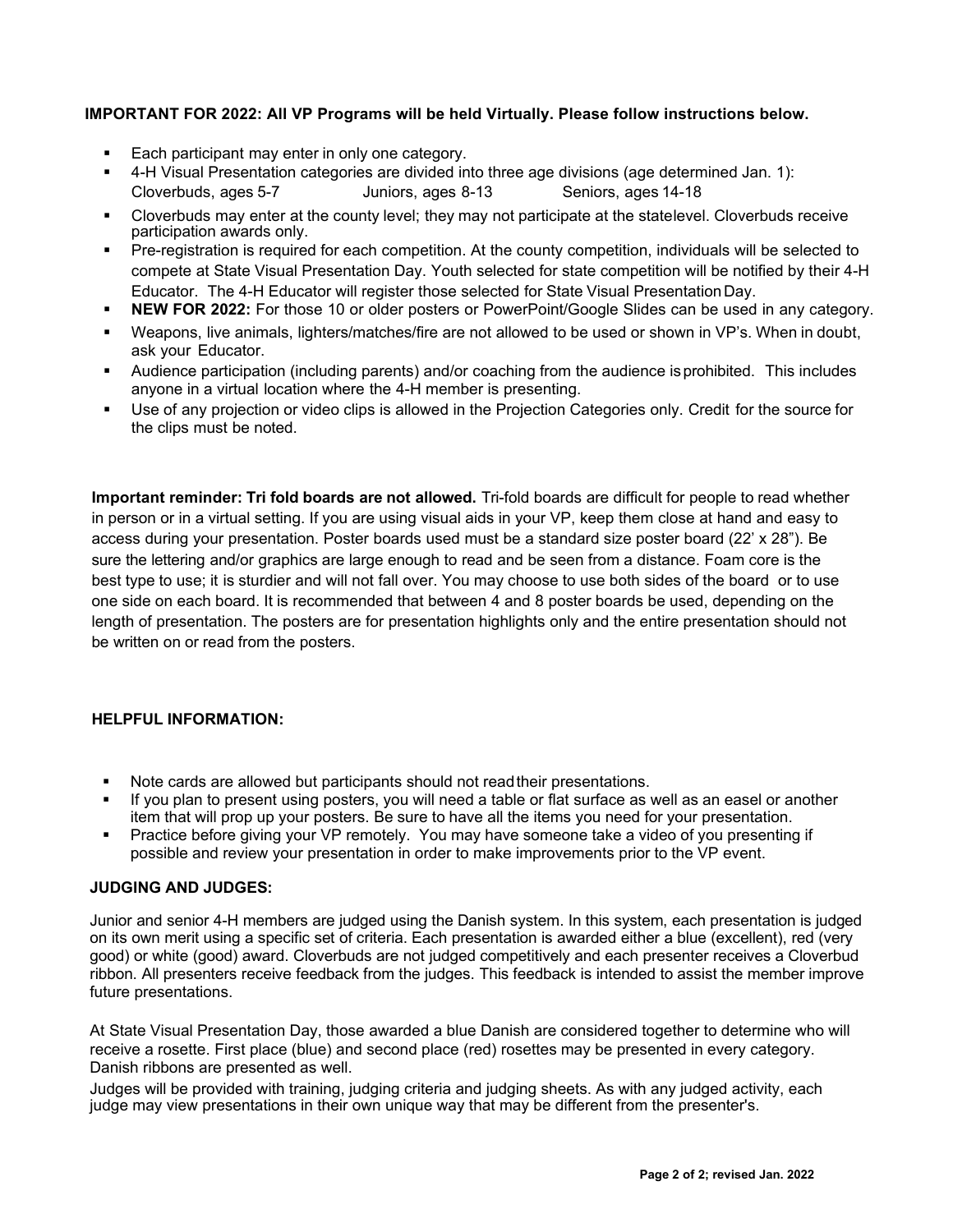**IMPORTANT FOR 2022: All VP Programs will be held Virtually. Please follow instructions below.**

- Each participant may enter in only one category.
- 4-H Visual Presentation categories are divided into three age divisions (age determined Jan. 1): Cloverbuds, ages 5-7 Juniors, ages 8-13 Seniors, ages 14-18
- Cloverbuds may enter at the county level; they may not participate at the statelevel. Cloverbuds receive participation awards only.
- Pre-registration is required for each competition. At the county competition, individuals will be selected to compete at State Visual Presentation Day. Youth selected for state competition will be notified by their 4-H Educator. The 4-H Educator will register those selected for State Visual Presentation Day.
- **NEW FOR 2022:** For those 10 or older posters or PowerPoint/Google Slides can be used in any category.
- Weapons, live animals, lighters/matches/fire are not allowed to be used or shown in VP's. When in doubt, ask your Educator.
- Audience participation (including parents) and/or coaching from the audience is prohibited. This includes anyone in a virtual location where the 4-H member is presenting.
- Use of any projection or video clips is allowed in the Projection Categories only. Credit for the source for the clips must be noted.

**Important reminder: Tri fold boards are not allowed.** Tri-fold boards are difficult for people to read whether in person or in a virtual setting. If you are using visual aids in your VP, keep them close at hand and easy to access during your presentation. Poster boards used must be a standard size poster board (22' x 28"). Be sure the lettering and/or graphics are large enough to read and be seen from a distance. Foam core is the best type to use; it is sturdier and will not fall over. You may choose to use both sides of the board or to use one side on each board. It is recommended that between 4 and 8 poster boards be used, depending on the length of presentation. The posters are for presentation highlights only and the entire presentation should not be written on or read from the posters.

**HELPFUL INFORMATION:**

- Note cards are allowed but participants should not read their presentations.
- If you plan to present using posters, you will need a table or flat surface as well as an easel or another item that will prop up your posters. Be sure to have all the items you need for your presentation.
- Practice before giving your VP remotely. You may have someone take a video of you presenting if possible and review your presentation in order to make improvements prior to the VP event.

**JUDGING AND JUDGES:**

Junior and senior 4-H members are judged using the Danish system. In this system, each presentation is judged on its own merit using a specific set of criteria. Each presentation is awarded either a blue (excellent), red (very good) or white (good) award. Cloverbuds are not judged competitively and each presenter receives a Cloverbud ribbon. All presenters receive feedback from the judges. This feedback is intended to assist the member improve future presentations.

At State Visual Presentation Day, those awarded a blue Danish are considered together to determine who will receive a rosette. First place (blue) and second place (red) rosettes may be presented in every category. Danish ribbons are presented as well.

Judges will be provided with training, judging criteria and judging sheets. As with any judged activity, each judge may view presentations in their own unique way that may be different from the presenter's.